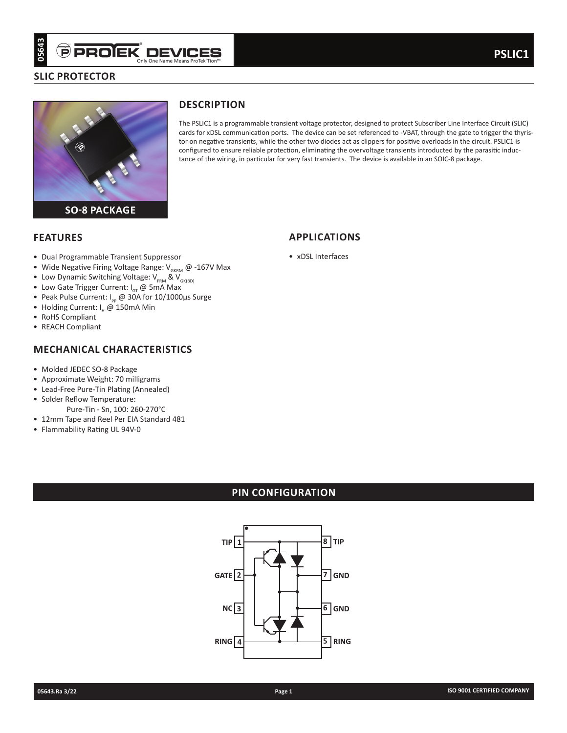# PSLIC1

## SLIC PROTECTOR

SO-8 PACKAGE

## DESCRIPTION

The PSLIC1 is a programmable transient voltage protector, designed to protect Subscriber Line Interface Circuit (SLIC) cards for xDSL communication ports. The device can be set referenced to -VBAT, through the gate to trigger the thyristor on negative transients, while the other two diodes act as clippers for positive overloads in the circuit. PSLIC1 is configured to ensure reliable protection, eliminating the overvoltage transients introducted by the parasitic inductance of the wiring, in particular for very fast transients. The device is available in an SOIC-8 package.

## FEATURES

- Dual Programmable Transient Suppressor
- Wide Negative Firing Voltage Range: $V_{GKRM}$ @ -167V Max
- Low Dynamic Switching Voltage: $V_{FRM}$ & $V_{GK(BD)}$
- Low Gate Trigger Current: $I_{GT}$ @ 5mA Max
- Peak Pulse Current: $I_{PP}$ @ 30A for 10/1000µs Surge
- Holding Current: $I_H$ @ 150mA Min
- RoHS Compliant
- REACH Compliant

## APPLICATIONS

- xDSL Interfaces

## MECHANICAL CHARACTERISTICS

- Molded JEDEC SO-8 Package
- Approximate Weight: 70 milligrams
- Lead-Free Pure-Tin Plating (Annealed)
- Solder Reflow Temperature:
  Pure-Tin - Sn, 100: 260-270°C
- 12mm Tape and Reel Per EIA Standard 481
- Flammability Rating UL 94V-0

## PIN CONFIGURATION

| Pin | Name | Pin | Name |
|---|---|---|---|
| 1 | TIP | 8 | TIP |
| 2 | GATE | 7 | GND |
| 3 | NC | 6 | GND |
| 4 | RING | 5 | RING |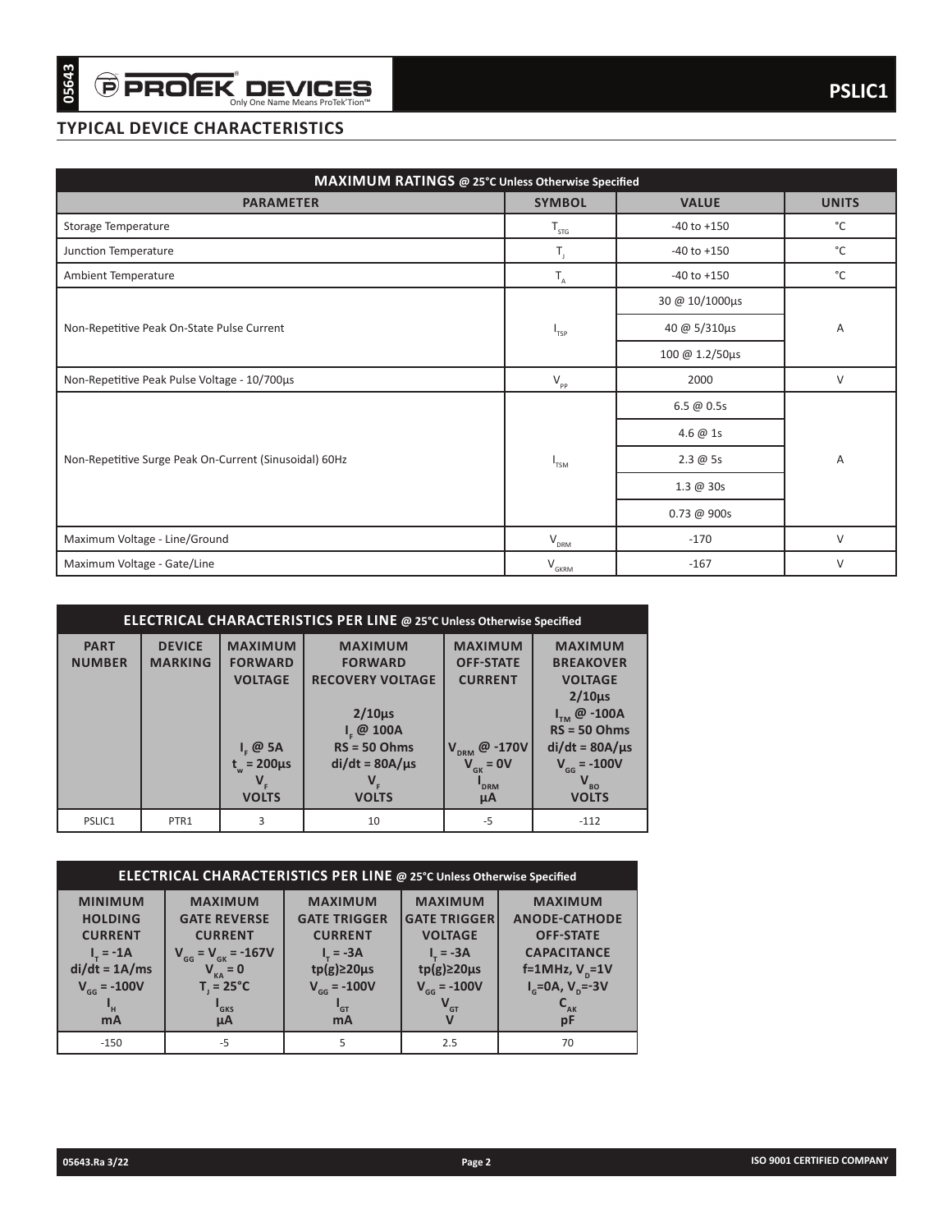## TYPICAL DEVICE CHARACTERISTICS

| MAXIMUM RATINGS @ 25°C Unless Otherwise Specified | | | |
|---|---|---|---|
| **PARAMETER** | **SYMBOL** | **VALUE** | **UNITS** |
| Storage Temperature | $T_{STG}$ | -40 to +150 | °C |
| Junction Temperature | $T_J$ | -40 to +150 | °C |
| Ambient Temperature | $T_A$ | -40 to +150 | °C |
| Non-Repetitive Peak On-State Pulse Current | $I_{TSP}$ | 30 @ 10/1000μs | A |
| | | 40 @ 5/310μs | |
| | | 100 @ 1.2/50μs | |
| Non-Repetitive Peak Pulse Voltage - 10/700μs | $V_{PP}$ | 2000 | V |
| Non-Repetitive Surge Peak On-Current (Sinusoidal) 60Hz | $I_{TSM}$ | 6.5 @ 0.5s | A |
| | | 4.6 @ 1s | |
| | | 2.3 @ 5s | |
| | | 1.3 @ 30s | |
| | | 0.73 @ 900s | |
| Maximum Voltage - Line/Ground | $V_{DRM}$ | -170 | V |
| Maximum Voltage - Gate/Line | $V_{GKRM}$ | -167 | V |

| ELECTRICAL CHARACTERISTICS PER LINE @ 25°C Unless Otherwise Specified | | | | | |
|---|---|---|---|---|---|
| **PART NUMBER** | **DEVICE MARKING** | **MAXIMUM FORWARD VOLTAGE** $I_F$ @ 5A $t_w$ = 200μs $V_F$ VOLTS | **MAXIMUM FORWARD RECOVERY VOLTAGE** 2/10μs $I_F$ @ 100A RS = 50 Ohms di/dt = 80A/μs $V_F$ VOLTS | **MAXIMUM OFF-STATE CURRENT** $V_{DRM}$ @ -170V $V_{GK}$ = 0V $I_{DRM}$ μA | **MAXIMUM BREAKOVER VOLTAGE** 2/10μs $I_{TM}$ @ -100A RS = 50 Ohms di/dt = 80A/μs $V_{GG}$ = -100V $V_{BO}$ VOLTS |
| PSLIC1 | PTR1 | 3 | 10 | -5 | -112 |

| ELECTRICAL CHARACTERISTICS PER LINE @ 25°C Unless Otherwise Specified | | | | |
|---|---|---|---|---|
| **MINIMUM HOLDING CURRENT** $I_T$ = -1A di/dt = 1A/ms $V_{GG}$ = -100V $I_H$ mA | **MAXIMUM GATE REVERSE CURRENT** $V_{GG}$ = $V_{GK}$ = -167V $V_{KA}$ = 0 $T_J$ = 25°C $I_{GKS}$ μA | **MAXIMUM GATE TRIGGER CURRENT** $I_T$ = -3A tp(g)≥20μs $V_{GG}$ = -100V $I_{GT}$ mA | **MAXIMUM GATE TRIGGER VOLTAGE** $I_T$ = -3A tp(g)≥20μs $V_{GG}$ = -100V $V_{GT}$ V | **MAXIMUM ANODE-CATHODE OFF-STATE CAPACITANCE** f=1MHz, $V_D$=1V $I_G$=0A, $V_D$=-3V $C_{AK}$ pF |
| -150 | -5 | 5 | 2.5 | 70 |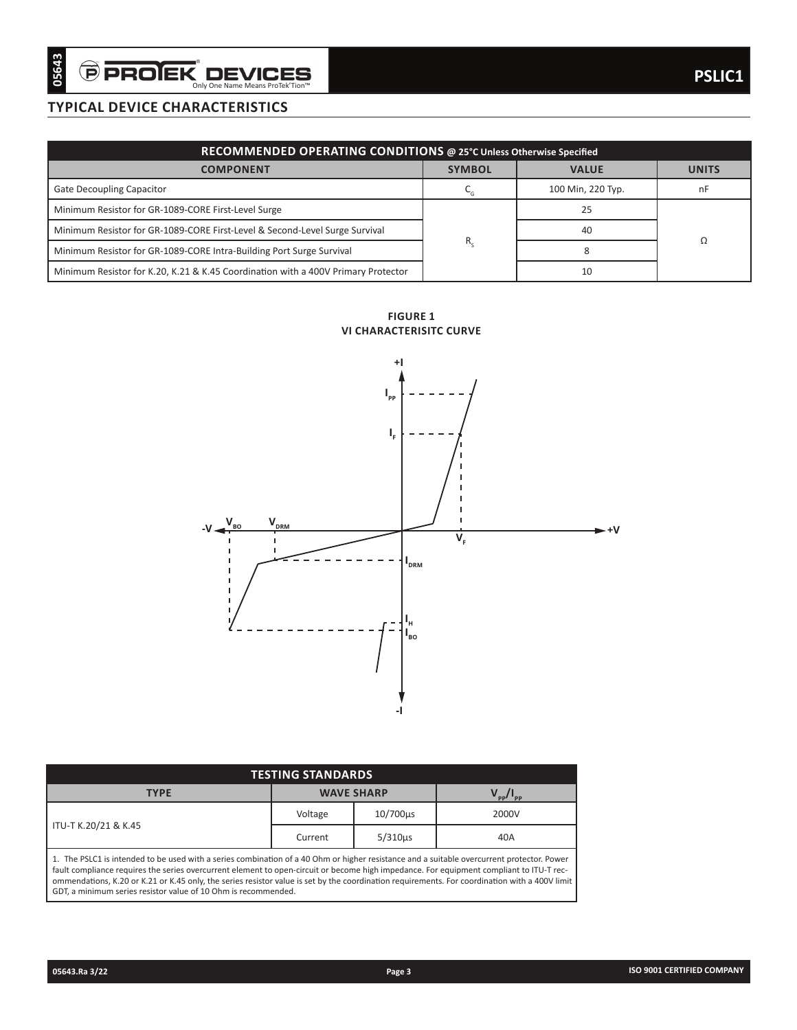## TYPICAL DEVICE CHARACTERISTICS

| RECOMMENDED OPERATING CONDITIONS @ 25°C Unless Otherwise Specified | | | |
|---|---|---|---|
| **COMPONENT** | **SYMBOL** | **VALUE** | **UNITS** |
| Gate Decoupling Capacitor | $C_G$ | 100 Min, 220 Typ. | nF |
| Minimum Resistor for GR-1089-CORE First-Level Surge | $R_S$ | 25 | Ω |
| Minimum Resistor for GR-1089-CORE First-Level & Second-Level Surge Survival | | 40 | |
| Minimum Resistor for GR-1089-CORE Intra-Building Port Surge Survival | | 8 | |
| Minimum Resistor for K.20, K.21 & K.45 Coordination with a 400V Primary Protector | | 10 | |

**FIGURE 1**
**VI CHARACTERISITC CURVE**

| TESTING STANDARDS | | | |
|---|---|---|---|
| **TYPE** | **WAVE SHARP** | | $V_{PP}/I_{PP}$ |
| ITU-T K.20/21 & K.45 | Voltage | 10/700µs | 2000V |
| | Current | 5/310µs | 40A |

1. The PSLC1 is intended to be used with a series combination of a 40 Ohm or higher resistance and a suitable overcurrent protector. Power fault compliance requires the series overcurrent element to open-circuit or become high impedance. For equipment compliant to ITU-T recommendations, K.20 or K.21 or K.45 only, the series resistor value is set by the coordination requirements. For coordination with a 400V limit GDT, a minimum series resistor value of 10 Ohm is recommended.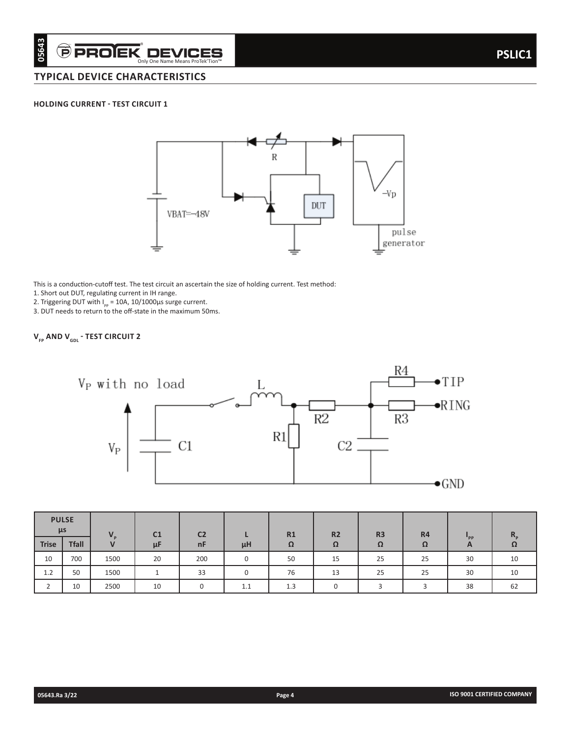## TYPICAL DEVICE CHARACTERISTICS

### HOLDING CURRENT - TEST CIRCUIT 1

This is a conduction-cutoff test. The test circuit an ascertain the size of holding current. Test method:

1. Short out DUT, regulating current in IH range.
2. Triggering DUT with $I_{PP}$ = 10A, 10/1000µs surge current.
3. DUT needs to return to the off-state in the maximum 50ms.

### $V_{FP}$ AND $V_{GDL}$ - TEST CIRCUIT 2

| PULSE µs | | $V_P$ V | C1 µF | C2 nF | L µH | R1 Ω | R2 Ω | R3 Ω | R4 Ω | $I_{PP}$ A | $R_P$ Ω |
|---|---|---|---|---|---|---|---|---|---|---|---|
| Trise | Tfall | | | | | | | | | | |
| 10 | 700 | 1500 | 20 | 200 | 0 | 50 | 15 | 25 | 25 | 30 | 10 |
| 1.2 | 50 | 1500 | 1 | 33 | 0 | 76 | 13 | 25 | 25 | 30 | 10 |
| 2 | 10 | 2500 | 10 | 0 | 1.1 | 1.3 | 0 | 3 | 3 | 38 | 62 |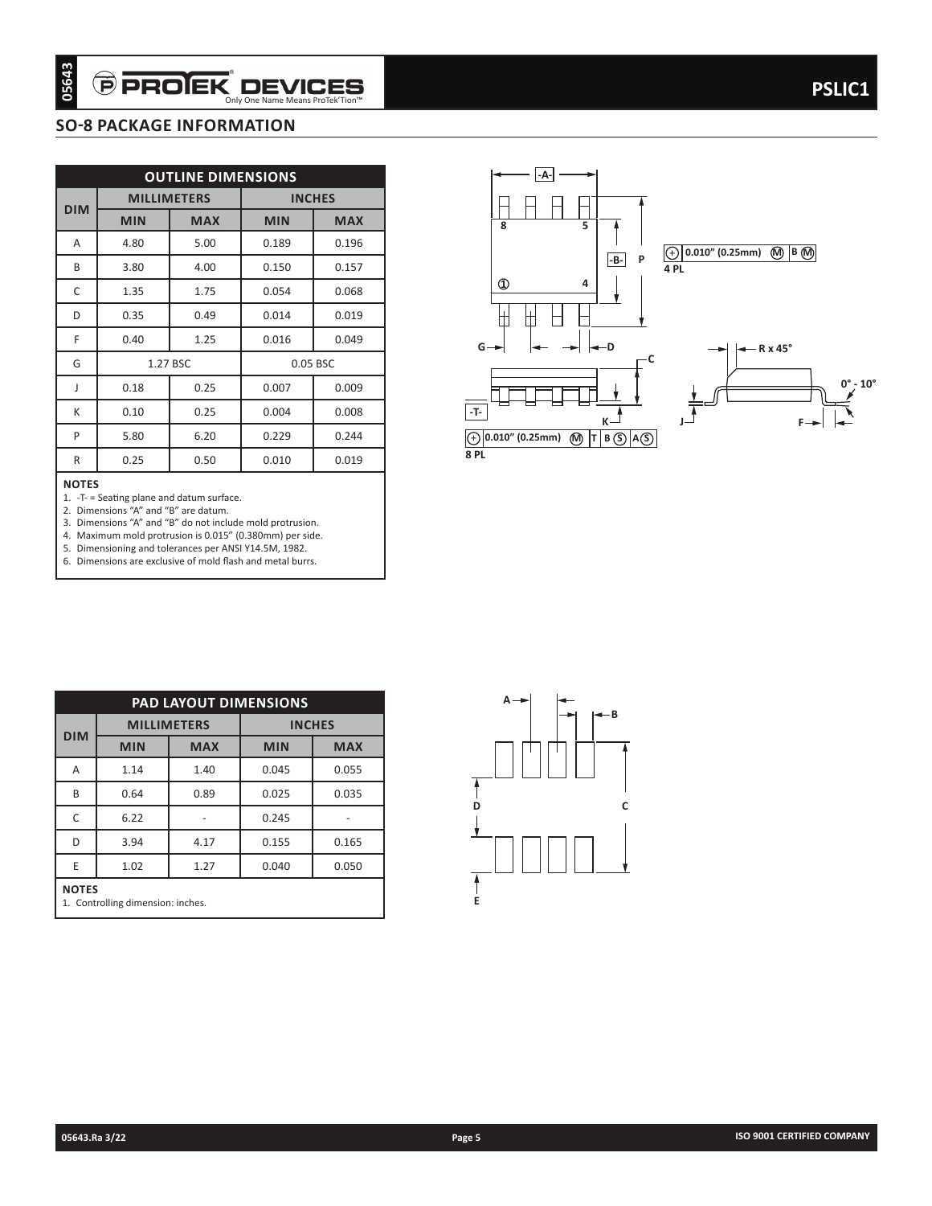## SO-8 PACKAGE INFORMATION

| OUTLINE DIMENSIONS | | | | |
|---|---|---|---|---|
| DIM | MILLIMETERS | | INCHES | |
| | MIN | MAX | MIN | MAX |
| A | 4.80 | 5.00 | 0.189 | 0.196 |
| B | 3.80 | 4.00 | 0.150 | 0.157 |
| C | 1.35 | 1.75 | 0.054 | 0.068 |
| D | 0.35 | 0.49 | 0.014 | 0.019 |
| F | 0.40 | 1.25 | 0.016 | 0.049 |
| G | 1.27 BSC | | 0.05 BSC | |
| J | 0.18 | 0.25 | 0.007 | 0.009 |
| K | 0.10 | 0.25 | 0.004 | 0.008 |
| P | 5.80 | 6.20 | 0.229 | 0.244 |
| R | 0.25 | 0.50 | 0.010 | 0.019 |

**NOTES**

1. -T- = Seating plane and datum surface.
2. Dimensions "A" and "B" are datum.
3. Dimensions "A" and "B" do not include mold protrusion.
4. Maximum mold protrusion is 0.015" (0.380mm) per side.
5. Dimensioning and tolerances per ANSI Y14.5M, 1982.
6. Dimensions are exclusive of mold flash and metal burrs.

| PAD LAYOUT DIMENSIONS | | | | |
|---|---|---|---|---|
| DIM | MILLIMETERS | | INCHES | |
| | MIN | MAX | MIN | MAX |
| A | 1.14 | 1.40 | 0.045 | 0.055 |
| B | 0.64 | 0.89 | 0.025 | 0.035 |
| C | 6.22 | - | 0.245 | - |
| D | 3.94 | 4.17 | 0.155 | 0.165 |
| E | 1.02 | 1.27 | 0.040 | 0.050 |

**NOTES**

1. Controlling dimension: inches.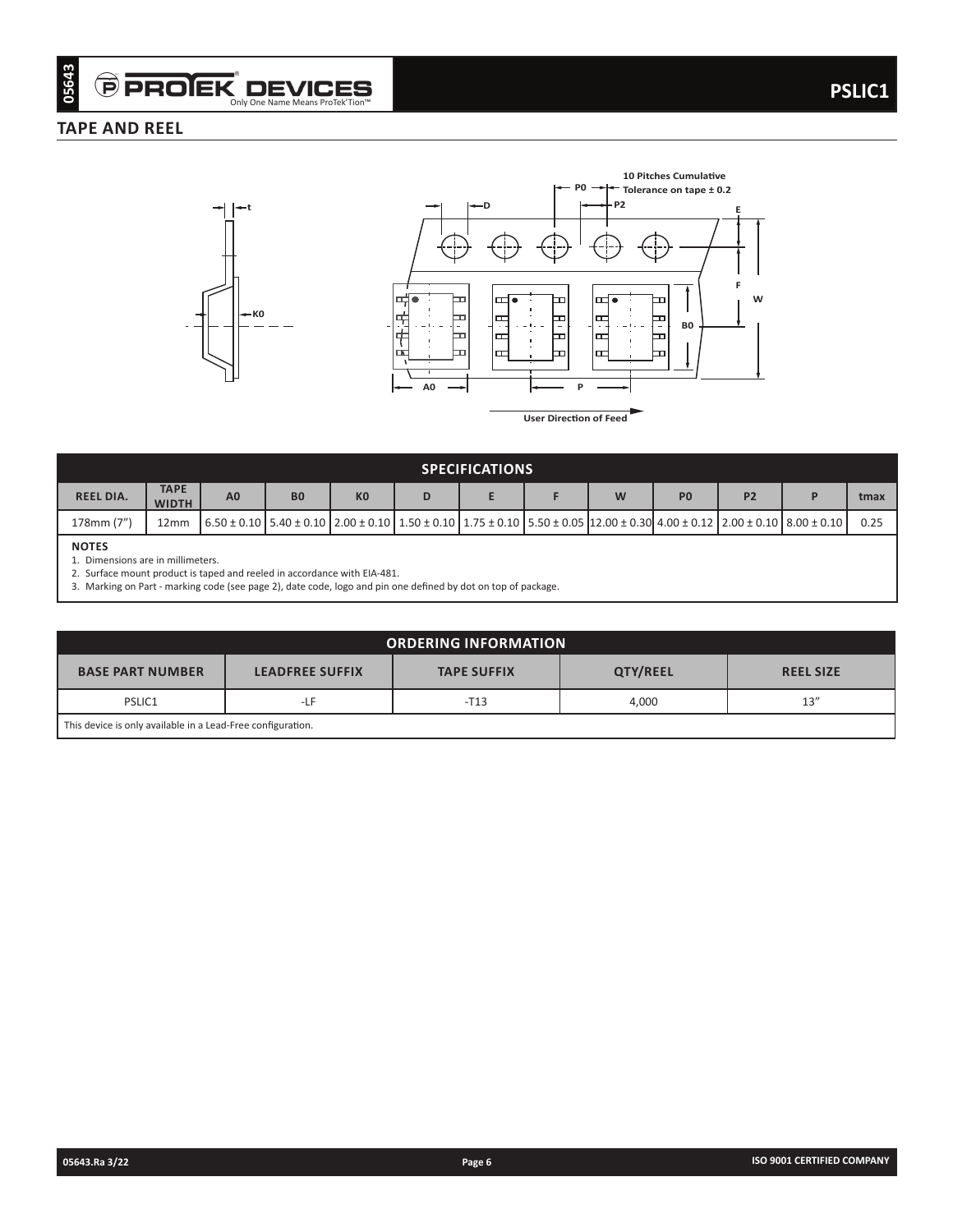## TAPE AND REEL

| SPECIFICATIONS | | | | | | | | | | | | |
|---|---|---|---|---|---|---|---|---|---|---|---|---|
| REEL DIA. | TAPE WIDTH | A0 | B0 | K0 | D | E | F | W | P0 | P2 | P | tmax |
| 178mm (7") | 12mm | 6.50 ± 0.10 | 5.40 ± 0.10 | 2.00 ± 0.10 | 1.50 ± 0.10 | 1.75 ± 0.10 | 5.50 ± 0.05 | 12.00 ± 0.30 | 4.00 ± 0.12 | 2.00 ± 0.10 | 8.00 ± 0.10 | 0.25 |

**NOTES**

1. Dimensions are in millimeters.
2. Surface mount product is taped and reeled in accordance with EIA-481.
3. Marking on Part - marking code (see page 2), date code, logo and pin one defined by dot on top of package.

| ORDERING INFORMATION | | | | |
|---|---|---|---|---|
| BASE PART NUMBER | LEADFREE SUFFIX | TAPE SUFFIX | QTY/REEL | REEL SIZE |
| PSLIC1 | -LF | -T13 | 4,000 | 13" |

This device is only available in a Lead-Free configuration.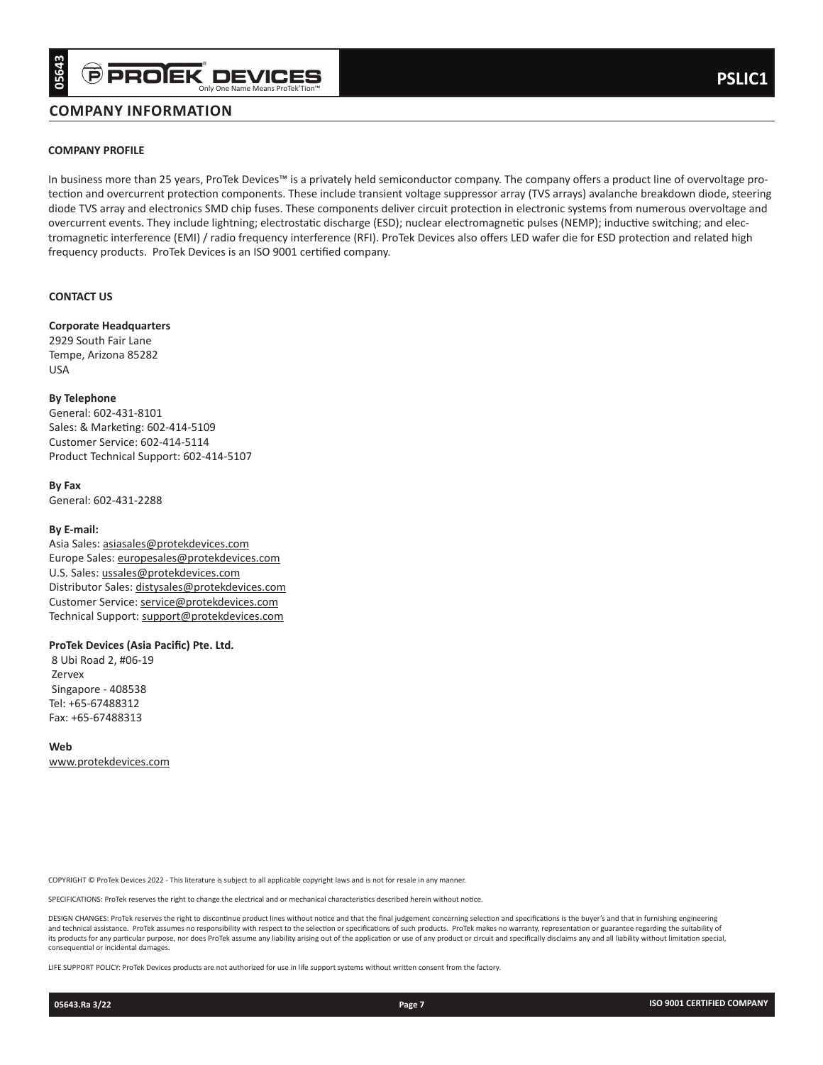## COMPANY INFORMATION

### COMPANY PROFILE

In business more than 25 years, ProTek Devices™ is a privately held semiconductor company. The company offers a product line of overvoltage protection and overcurrent protection components. These include transient voltage suppressor array (TVS arrays) avalanche breakdown diode, steering diode TVS array and electronics SMD chip fuses. These components deliver circuit protection in electronic systems from numerous overvoltage and overcurrent events. They include lightning; electrostatic discharge (ESD); nuclear electromagnetic pulses (NEMP); inductive switching; and electromagnetic interference (EMI) / radio frequency interference (RFI). ProTek Devices also offers LED wafer die for ESD protection and related high frequency products. ProTek Devices is an ISO 9001 certified company.

### CONTACT US

**Corporate Headquarters**
2929 South Fair Lane
Tempe, Arizona 85282
USA

**By Telephone**
General: 602-431-8101
Sales: & Marketing: 602-414-5109
Customer Service: 602-414-5114
Product Technical Support: 602-414-5107

**By Fax**
General: 602-431-2288

**By E-mail:**
Asia Sales: asiasales@protekdevices.com
Europe Sales: europesales@protekdevices.com
U.S. Sales: ussales@protekdevices.com
Distributor Sales: distysales@protekdevices.com
Customer Service: service@protekdevices.com
Technical Support: support@protekdevices.com

**ProTek Devices (Asia Pacific) Pte. Ltd.**
8 Ubi Road 2, #06-19
Zervex
Singapore - 408538
Tel: +65-67488312
Fax: +65-67488313

**Web**
www.protekdevices.com

COPYRIGHT © ProTek Devices 2022 - This literature is subject to all applicable copyright laws and is not for resale in any manner.

SPECIFICATIONS: ProTek reserves the right to change the electrical and or mechanical characteristics described herein without notice.

DESIGN CHANGES: ProTek reserves the right to discontinue product lines without notice and that the final judgement concerning selection and specifications is the buyer's and that in furnishing engineering and technical assistance. ProTek assumes no responsibility with respect to the selection or specifications of such products. ProTek makes no warranty, representation or guarantee regarding the suitability of its products for any particular purpose, nor does ProTek assume any liability arising out of the application or use of any product or circuit and specifically disclaims any and all liability without limitation special, consequential or incidental damages.

LIFE SUPPORT POLICY: ProTek Devices products are not authorized for use in life support systems without written consent from the factory.